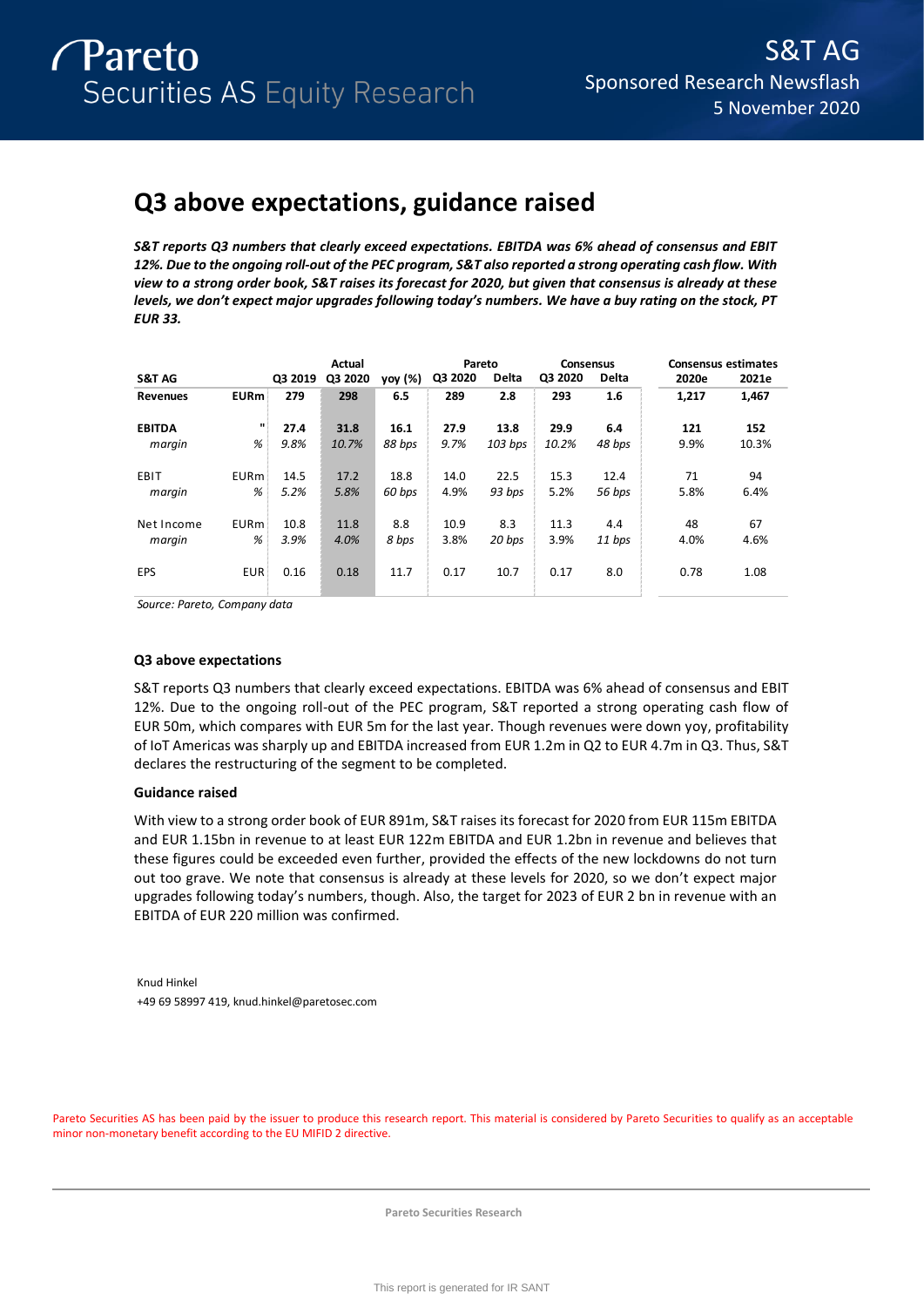Pareto Securities AS Equity Research

S&T AG
Sponsored Research Newsflash
5 November 2020

# Q3 above expectations, guidance raised

***S&T reports Q3 numbers that clearly exceed expectations. EBITDA was 6% ahead of consensus and EBIT 12%. Due to the ongoing roll-out of the PEC program, S&T also reported a strong operating cash flow. With view to a strong order book, S&T raises its forecast for 2020, but given that consensus is already at these levels, we don't expect major upgrades following today's numbers. We have a buy rating on the stock, PT EUR 33.***

| S&T AG | | Q3 2019 | Actual Q3 2020 | yoy (%) | Pareto Q3 2020 | Delta | Consensus Q3 2020 | Delta | Consensus estimates 2020e | 2021e |
|---|---|---|---|---|---|---|---|---|---|---|
| **Revenues** | **EURm** | **279** | **298** | **6.5** | **289** | **2.8** | **293** | **1.6** | **1,217** | **1,467** |
| **EBITDA** | **"** | **27.4** | **31.8** | **16.1** | **27.9** | **13.8** | **29.9** | **6.4** | **121** | **152** |
| *margin* | *%* | *9.8%* | *10.7%* | *88 bps* | *9.7%* | *103 bps* | *10.2%* | *48 bps* | 9.9% | 10.3% |
| EBIT | EURm | 14.5 | 17.2 | 18.8 | 14.0 | 22.5 | 15.3 | 12.4 | 71 | 94 |
| *margin* | *%* | *5.2%* | *5.8%* | *60 bps* | 4.9% | *93 bps* | 5.2% | *56 bps* | 5.8% | 6.4% |
| Net Income | EURm | 10.8 | 11.8 | 8.8 | 10.9 | 8.3 | 11.3 | 4.4 | 48 | 67 |
| *margin* | *%* | *3.9%* | *4.0%* | *8 bps* | 3.8% | *20 bps* | 3.9% | *11 bps* | 4.0% | 4.6% |
| EPS | EUR | 0.16 | 0.18 | 11.7 | 0.17 | 10.7 | 0.17 | 8.0 | 0.78 | 1.08 |

*Source: Pareto, Company data*

### Q3 above expectations

S&T reports Q3 numbers that clearly exceed expectations. EBITDA was 6% ahead of consensus and EBIT 12%. Due to the ongoing roll-out of the PEC program, S&T reported a strong operating cash flow of EUR 50m, which compares with EUR 5m for the last year. Though revenues were down yoy, profitability of IoT Americas was sharply up and EBITDA increased from EUR 1.2m in Q2 to EUR 4.7m in Q3. Thus, S&T declares the restructuring of the segment to be completed.

### Guidance raised

With view to a strong order book of EUR 891m, S&T raises its forecast for 2020 from EUR 115m EBITDA and EUR 1.15bn in revenue to at least EUR 122m EBITDA and EUR 1.2bn in revenue and believes that these figures could be exceeded even further, provided the effects of the new lockdowns do not turn out too grave. We note that consensus is already at these levels for 2020, so we don't expect major upgrades following today's numbers, though. Also, the target for 2023 of EUR 2 bn in revenue with an EBITDA of EUR 220 million was confirmed.

Knud Hinkel
+49 69 58997 419, knud.hinkel@paretosec.com

Pareto Securities AS has been paid by the issuer to produce this research report. This material is considered by Pareto Securities to qualify as an acceptable minor non-monetary benefit according to the EU MIFID 2 directive.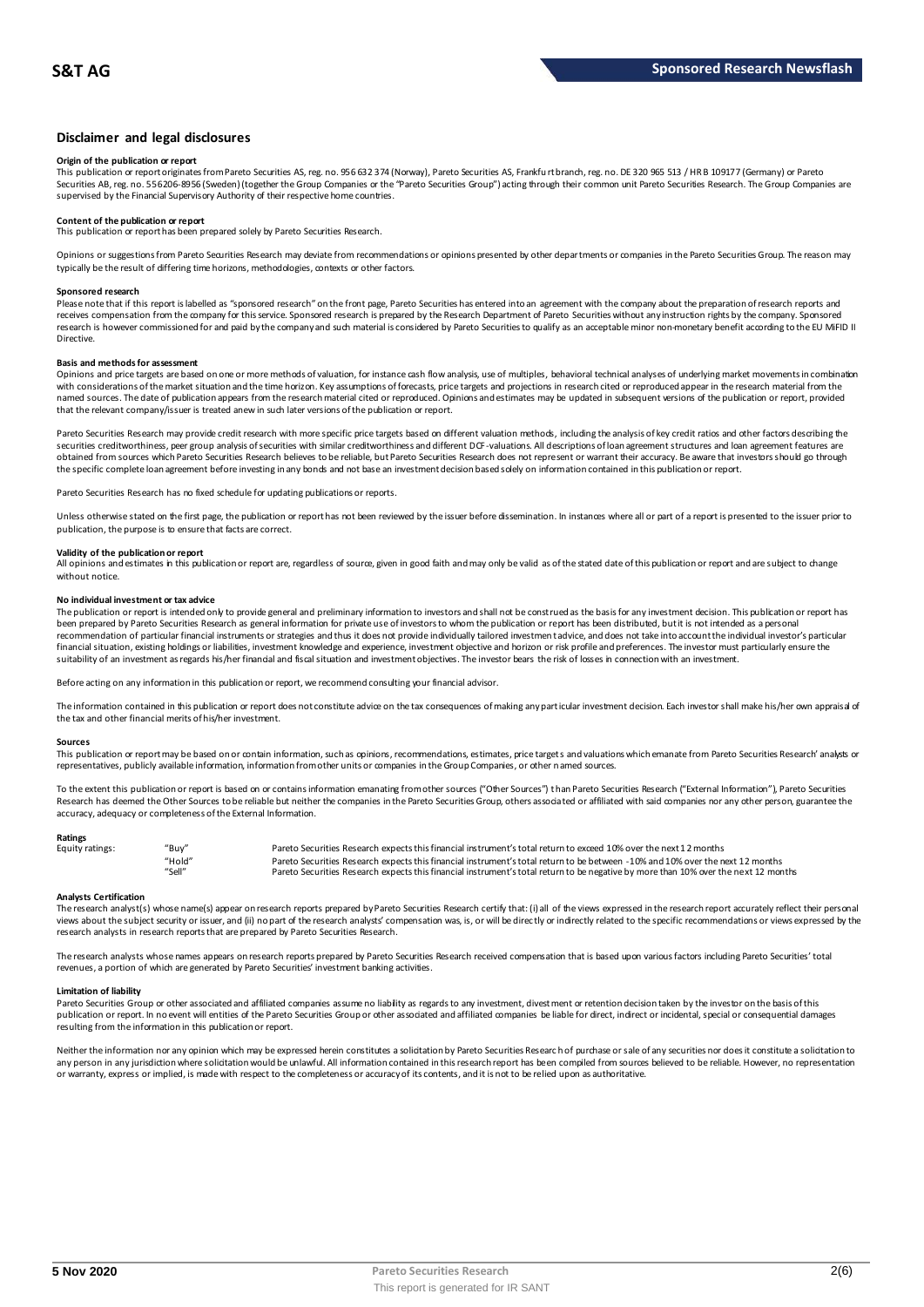## Disclaimer and legal disclosures

**Origin of the publication or report**

This publication or report originates from Pareto Securities AS, reg. no. 956 632 374 (Norway), Pareto Securities AS, Frankfurt branch, reg. no. DE 320 965 513 / HR B 109177 (Germany) or Pareto Securities AB, reg. no. 556206-8956 (Sweden) (together the Group Companies or the "Pareto Securities Group") acting through their common unit Pareto Securities Research. The Group Companies are supervised by the Financial Supervisory Authority of their respective home countries.

**Content of the publication or report**

This publication or report has been prepared solely by Pareto Securities Research.

Opinions or suggestions from Pareto Securities Research may deviate from recommendations or opinions presented by other departments or companies in the Pareto Securities Group. The reason may typically be the result of differing time horizons, methodologies, contexts or other factors.

**Sponsored research**

Please note that if this report is labelled as "sponsored research" on the front page, Pareto Securities has entered into an agreement with the company about the preparation of research reports and receives compensation from the company for this service. Sponsored research is prepared by the Research Department of Pareto Securities without any instruction rights by the company. Sponsored research is however commissioned for and paid by the company and such material is considered by Pareto Securities to qualify as an acceptable minor non-monetary benefit according to the EU MiFID II Directive.

**Basis and methods for assessment**

Opinions and price targets are based on one or more methods of valuation, for instance cash flow analysis, use of multiples, behavioral technical analyses of underlying market movements in combination with considerations of the market situation and the time horizon. Key assumptions of forecasts, price targets and projections in research cited or reproduced appear in the research material from the named sources. The date of publication appears from the research material cited or reproduced. Opinions and estimates may be updated in subsequent versions of the publication or report, provided that the relevant company/issuer is treated anew in such later versions of the publication or report.

Pareto Securities Research may provide credit research with more specific price targets based on different valuation methods, including the analysis of key credit ratios and other factors describing the securities creditworthiness, peer group analysis of securities with similar creditworthiness and different DCF-valuations. All descriptions of loan agreement structures and loan agreement features are obtained from sources which Pareto Securities Research believes to be reliable, but Pareto Securities Research does not represent or warrant their accuracy. Be aware that investors should go through the specific complete loan agreement before investing in any bonds and not base an investment decision based solely on information contained in this publication or report.

Pareto Securities Research has no fixed schedule for updating publications or reports.

Unless otherwise stated on the first page, the publication or report has not been reviewed by the issuer before dissemination. In instances where all or part of a report is presented to the issuer prior to publication, the purpose is to ensure that facts are correct.

**Validity of the publication or report**

All opinions and estimates in this publication or report are, regardless of source, given in good faith and may only be valid as of the stated date of this publication or report and are subject to change without notice.

**No individual investment or tax advice**

The publication or report is intended only to provide general and preliminary information to investors and shall not be construed as the basis for any investment decision. This publication or report has been prepared by Pareto Securities Research as general information for private use of investors to whom the publication or report has been distributed, but it is not intended as a personal recommendation of particular financial instruments or strategies and thus it does not provide individually tailored investment advice, and does not take into account the individual investor's particular financial situation, existing holdings or liabilities, investment knowledge and experience, investment objective and horizon or risk profile and preferences. The investor must particularly ensure the suitability of an investment as regards his/her financial and fiscal situation and investment objectives. The investor bears the risk of losses in connection with an investment.

Before acting on any information in this publication or report, we recommend consulting your financial advisor.

The information contained in this publication or report does not constitute advice on the tax consequences of making any particular investment decision. Each investor shall make his/her own appraisal of the tax and other financial merits of his/her investment.

**Sources**

This publication or report may be based on or contain information, such as opinions, recommendations, estimates, price targets and valuations which emanate from Pareto Securities Research' analysts or representatives, publicly available information, information from other units or companies in the Group Companies, or other named sources.

To the extent this publication or report is based on or contains information emanating from other sources ("Other Sources") than Pareto Securities Research ("External Information"), Pareto Securities Research has deemed the Other Sources to be reliable but neither the companies in the Pareto Securities Group, others associated or affiliated with said companies nor any other person, guarantee the accuracy, adequacy or completeness of the External Information.

**Ratings**

| Equity ratings: | "Buy" | Pareto Securities Research expects this financial instrument's total return to exceed 10% over the next 12 months |
|---|---|---|
| | "Hold" | Pareto Securities Research expects this financial instrument's total return to be between -10% and 10% over the next 12 months |
| | "Sell" | Pareto Securities Research expects this financial instrument's total return to be negative by more than 10% over the next 12 months |

**Analysts Certification**

The research analyst(s) whose name(s) appear on research reports prepared by Pareto Securities Research certify that: (i) all of the views expressed in the research report accurately reflect their personal views about the subject security or issuer, and (ii) no part of the research analysts' compensation was, is, or will be directly or indirectly related to the specific recommendations or views expressed by the research analysts in research reports that are prepared by Pareto Securities Research.

The research analysts whose names appears on research reports prepared by Pareto Securities Research received compensation that is based upon various factors including Pareto Securities' total revenues, a portion of which are generated by Pareto Securities' investment banking activities.

**Limitation of liability**

Pareto Securities Group or other associated and affiliated companies assume no liability as regards to any investment, divestment or retention decision taken by the investor on the basis of this publication or report. In no event will entities of the Pareto Securities Group or other associated and affiliated companies be liable for direct, indirect or incidental, special or consequential damages resulting from the information in this publication or report.

Neither the information nor any opinion which may be expressed herein constitutes a solicitation by Pareto Securities Research of purchase or sale of any securities nor does it constitute a solicitation to any person in any jurisdiction where solicitation would be unlawful. All information contained in this research report has been compiled from sources believed to be reliable. However, no representation or warranty, express or implied, is made with respect to the completeness or accuracy of its contents, and it is not to be relied upon as authoritative.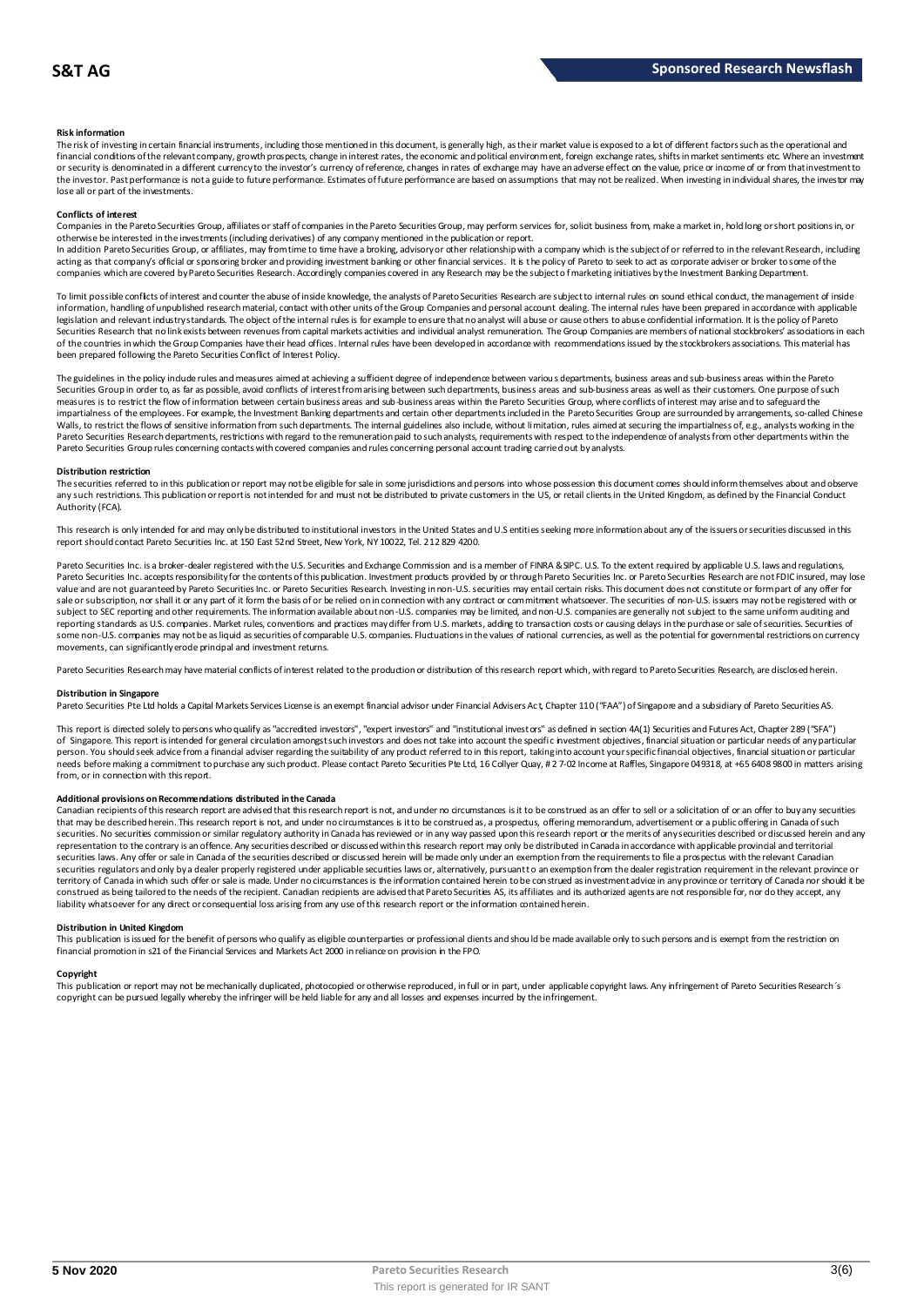**Risk information**

The risk of investing in certain financial instruments, including those mentioned in this document, is generally high, as their market value is exposed to a lot of different factors such as the operational and financial conditions of the relevant company, growth prospects, change in interest rates, the economic and political environment, foreign exchange rates, shifts in market sentiments etc. Where an investment or security is denominated in a different currency to the investor's currency of reference, changes in rates of exchange may have an adverse effect on the value, price or income of or from that investment to the investor. Past performance is not a guide to future performance. Estimates of future performance are based on assumptions that may not be realized. When investing in individual shares, the investor may lose all or part of the investments.

**Conflicts of interest**

Companies in the Pareto Securities Group, affiliates or staff of companies in the Pareto Securities Group, may perform services for, solicit business from, make a market in, hold long or short positions in, or otherwise be interested in the investments (including derivatives) of any company mentioned in the publication or report.

In addition Pareto Securities Group, or affiliates, may from time to time have a broking, advisory or other relationship with a company which is the subject of or referred to in the relevant Research, including acting as that company's official or sponsoring broker and providing investment banking or other financial services. It is the policy of Pareto to seek to act as corporate adviser or broker to some of the companies which are covered by Pareto Securities Research. Accordingly companies covered in any Research may be the subject of marketing initiatives by the Investment Banking Department.

To limit possible conflicts of interest and counter the abuse of inside knowledge, the analysts of Pareto Securities Research are subject to internal rules on sound ethical conduct, the management of inside information, handling of unpublished research material, contact with other units of the Group Companies and personal account dealing. The internal rules have been prepared in accordance with applicable legislation and relevant industry standards. The object of the internal rules is for example to ensure that no analyst will abuse or cause others to abuse confidential information. It is the policy of Pareto Securities Research that no link exists between revenues from capital markets activities and individual analyst remuneration. The Group Companies are members of national stockbrokers' associations in each of the countries in which the Group Companies have their head offices. Internal rules have been developed in accordance with recommendations issued by the stockbrokers associations. This material has been prepared following the Pareto Securities Conflict of Interest Policy.

The guidelines in the policy include rules and measures aimed at achieving a sufficient degree of independence between various departments, business areas and sub-business areas within the Pareto Securities Group in order to, as far as possible, avoid conflicts of interest from arising between such departments, business areas and sub-business areas as well as their customers. One purpose of such measures is to restrict the flow of information between certain business areas and sub-business areas within the Pareto Securities Group, where conflicts of interest may arise and to safeguard the impartialness of the employees. For example, the Investment Banking departments and certain other departments included in the Pareto Securities Group are surrounded by arrangements, so-called Chinese Walls, to restrict the flows of sensitive information from such departments. The internal guidelines also include, without limitation, rules aimed at securing the impartialness of, e.g., analysts working in the Pareto Securities Research departments, restrictions with regard to the remuneration paid to such analysts, requirements with respect to the independence of analysts from other departments within the Pareto Securities Group rules concerning contacts with covered companies and rules concerning personal account trading carried out by analysts.

**Distribution restriction**

The securities referred to in this publication or report may not be eligible for sale in some jurisdictions and persons into whose possession this document comes should inform themselves about and observe any such restrictions. This publication or report is not intended for and must not be distributed to private customers in the US, or retail clients in the United Kingdom, as defined by the Financial Conduct Authority (FCA).

This research is only intended for and may only be distributed to institutional investors in the United States and U.S entities seeking more information about any of the issuers or securities discussed in this report should contact Pareto Securities Inc. at 150 East 52nd Street, New York, NY 10022, Tel. 212 829 4200.

Pareto Securities Inc. is a broker-dealer registered with the U.S. Securities and Exchange Commission and is a member of FINRA & SIPC. U.S. To the extent required by applicable U.S. laws and regulations, Pareto Securities Inc. accepts responsibility for the contents of this publication. Investment products provided by or through Pareto Securities Inc. or Pareto Securities Research are not FDIC insured, may lose value and are not guaranteed by Pareto Securities Inc. or Pareto Securities Research. Investing in non-U.S. securities may entail certain risks. This document does not constitute or form part of any offer for sale or subscription, nor shall it or any part of it form the basis of or be relied on in connection with any contract or commitment whatsoever. The securities of non-U.S. issuers may not be registered with or subject to SEC reporting and other requirements. The information available about non-U.S. companies may be limited, and non-U.S. companies are generally not subject to the same uniform auditing and reporting standards as U.S. companies. Market rules, conventions and practices may differ from U.S. markets, adding to transaction costs or causing delays in the purchase or sale of securities. Securities of some non-U.S. companies may not be as liquid as securities of comparable U.S. companies. Fluctuations in the values of national currencies, as well as the potential for governmental restrictions on currency movements, can significantly erode principal and investment returns.

Pareto Securities Research may have material conflicts of interest related to the production or distribution of this research report which, with regard to Pareto Securities Research, are disclosed herein.

**Distribution in Singapore**

Pareto Securities Pte Ltd holds a Capital Markets Services License is an exempt financial advisor under Financial Advisers Act, Chapter 110 ("FAA") of Singapore and a subsidiary of Pareto Securities AS.

This report is directed solely to persons who qualify as "accredited investors", "expert investors" and "institutional investors" as defined in section 4A(1) Securities and Futures Act, Chapter 289 ("SFA") of Singapore. This report is intended for general circulation amongst such investors and does not take into account the specific investment objectives, financial situation or particular needs of any particular person. You should seek advice from a financial adviser regarding the suitability of any product referred to in this report, taking into account your specific financial objectives, financial situation or particular needs before making a commitment to purchase any such product. Please contact Pareto Securities Pte Ltd, 16 Collyer Quay, # 2 7-02 Income at Raffles, Singapore 049318, at +65 6408 9800 in matters arising from, or in connection with this report.

**Additional provisions on Recommendations distributed in the Canada**

Canadian recipients of this research report are advised that this research report is not, and under no circumstances is it to be construed as an offer to sell or a solicitation of or an offer to buy any securities that may be described herein. This research report is not, and under no circumstances is it to be construed as, a prospectus, offering memorandum, advertisement or a public offering in Canada of such securities. No securities commission or similar regulatory authority in Canada has reviewed or in any way passed upon this research report or the merits of any securities described or discussed herein and any representation to the contrary is an offence. Any securities described or discussed within this research report may only be distributed in Canada in accordance with applicable provincial and territorial securities laws. Any offer or sale in Canada of the securities described or discussed herein will be made only under an exemption from the requirements to file a prospectus with the relevant Canadian securities regulators and only by a dealer properly registered under applicable securities laws or, alternatively, pursuant to an exemption from the dealer registration requirement in the relevant province or territory of Canada in which such offer or sale is made. Under no circumstances is the information contained herein to be construed as investment advice in any province or territory of Canada nor should it be construed as being tailored to the needs of the recipient. Canadian recipients are advised that Pareto Securities AS, its affiliates and its authorized agents are not responsible for, nor do they accept, any liability whatsoever for any direct or consequential loss arising from any use of this research report or the information contained herein.

**Distribution in United Kingdom**

This publication is issued for the benefit of persons who qualify as eligible counterparties or professional clients and should be made available only to such persons and is exempt from the restriction on financial promotion in s21 of the Financial Services and Markets Act 2000 in reliance on provision in the FPO.

**Copyright**

This publication or report may not be mechanically duplicated, photocopied or otherwise reproduced, in full or in part, under applicable copyright laws. Any infringement of Pareto Securities Research´s copyright can be pursued legally whereby the infringer will be held liable for any and all losses and expenses incurred by the infringement.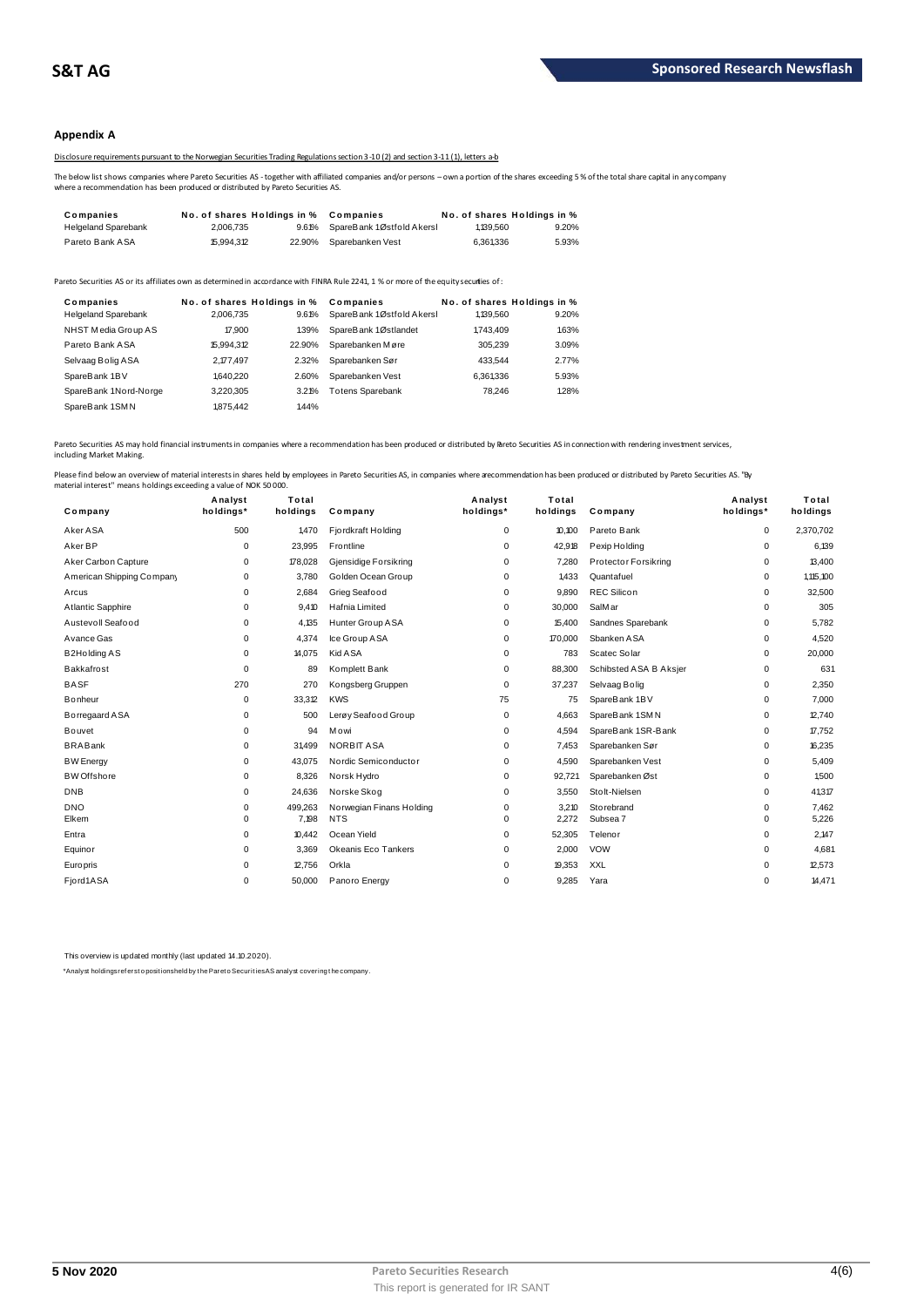## Appendix A

Disclosure requirements pursuant to the Norwegian Securities Trading Regulations section 3-10 (2) and section 3-11 (1), letters a-b

The below list shows companies where Pareto Securities AS - together with affiliated companies and/or persons – own a portion of the shares exceeding 5 % of the total share capital in any company where a recommendation has been produced or distributed by Pareto Securities AS.

| Companies | No. of shares | Holdings in % | Companies | No. of shares | Holdings in % |
|---|---|---|---|---|---|
| Helgeland Sparebank | 2,006,735 | 9.61% | SpareBank 1 Østfold Akersh | 1,139,560 | 9.20% |
| Pareto Bank ASA | 15,994,312 | 22.90% | Sparebanken Vest | 6,361,336 | 5.93% |

Pareto Securities AS or its affiliates own as determined in accordance with FINRA Rule 2241, 1 % or more of the equity securities of :

| Companies | No. of shares | Holdings in % | Companies | No. of shares | Holdings in % |
|---|---|---|---|---|---|
| Helgeland Sparebank | 2,006,735 | 9.61% | SpareBank 1 Østfold Akersh | 1,139,560 | 9.20% |
| NHST Media Group AS | 17,900 | 1.39% | SpareBank 1 Østlandet | 1,743,409 | 1.63% |
| Pareto Bank ASA | 15,994,312 | 22.90% | Sparebanken Møre | 305,239 | 3.09% |
| Selvaag Bolig ASA | 2,177,497 | 2.32% | Sparebanken Sør | 433,544 | 2.77% |
| SpareBank 1 BV | 1,640,220 | 2.60% | Sparebanken Vest | 6,361,336 | 5.93% |
| SpareBank 1 Nord-Norge | 3,220,305 | 3.21% | Totens Sparebank | 78,246 | 1.28% |
| SpareBank 1 SMN | 1,875,442 | 1.44% | | | |

Pareto Securities AS may hold financial instruments in companies where a recommendation has been produced or distributed by Pareto Securities AS in connection with rendering investment services, including Market Making.

Please find below an overview of material interests in shares held by employees in Pareto Securities AS, in companies where a recommendation has been produced or distributed by Pareto Securities AS. "By material interest" means holdings exceeding a value of NOK 50 000.

| Company | Analyst holdings* | Total holdings | Company | Analyst holdings* | Total holdings | Company | Analyst holdings* | Total holdings |
|---|---|---|---|---|---|---|---|---|
| Aker ASA | 500 | 1,470 | Fjordkraft Holding | 0 | 10,100 | Pareto Bank | 0 | 2,370,702 |
| Aker BP | 0 | 23,995 | Frontline | 0 | 42,918 | Pexip Holding | 0 | 6,139 |
| Aker Carbon Capture | 0 | 178,028 | Gjensidige Forsikring | 0 | 7,280 | Protector Forsikring | 0 | 13,400 |
| American Shipping Company | 0 | 3,780 | Golden Ocean Group | 0 | 1,433 | Quantafuel | 0 | 1,115,100 |
| Arcus | 0 | 2,684 | Grieg Seafood | 0 | 9,890 | REC Silicon | 0 | 32,500 |
| Atlantic Sapphire | 0 | 9,410 | Hafnia Limited | 0 | 30,000 | SalMar | 0 | 305 |
| Austevoll Seafood | 0 | 4,135 | Hunter Group ASA | 0 | 15,400 | Sandnes Sparebank | 0 | 5,782 |
| Avance Gas | 0 | 4,374 | Ice Group ASA | 0 | 170,000 | Sbanken ASA | 0 | 4,520 |
| B2Holding AS | 0 | 14,075 | Kid ASA | 0 | 783 | Scatec Solar | 0 | 20,000 |
| Bakkafrost | 0 | 89 | Komplett Bank | 0 | 88,300 | Schibsted ASA B Aksjer | 0 | 631 |
| BASF | 270 | 270 | Kongsberg Gruppen | 0 | 37,237 | Selvaag Bolig | 0 | 2,350 |
| Bonheur | 0 | 33,312 | KWS | 75 | 75 | SpareBank 1 BV | 0 | 7,000 |
| Borregaard ASA | 0 | 500 | Lerøy Seafood Group | 0 | 4,663 | SpareBank 1 SMN | 0 | 12,740 |
| Bouvet | 0 | 94 | Mowi | 0 | 4,594 | SpareBank 1 SR-Bank | 0 | 17,752 |
| BRABank | 0 | 31,499 | NORBIT ASA | 0 | 7,453 | Sparebanken Sør | 0 | 16,235 |
| BW Energy | 0 | 43,075 | Nordic Semiconductor | 0 | 4,590 | Sparebanken Vest | 0 | 5,409 |
| BW Offshore | 0 | 8,326 | Norsk Hydro | 0 | 92,721 | Sparebanken Øst | 0 | 1,500 |
| DNB | 0 | 24,636 | Norske Skog | 0 | 3,550 | Stolt-Nielsen | 0 | 41,317 |
| DNO | 0 | 499,263 | Norwegian Finans Holding | 0 | 3,210 | Storebrand | 0 | 7,462 |
| Elkem | 0 | 7,198 | NTS | 0 | 2,272 | Subsea 7 | 0 | 5,226 |
| Entra | 0 | 10,442 | Ocean Yield | 0 | 52,305 | Telenor | 0 | 2,147 |
| Equinor | 0 | 3,369 | Okeanis Eco Tankers | 0 | 2,000 | VOW | 0 | 4,681 |
| Europris | 0 | 12,756 | Orkla | 0 | 19,353 | XXL | 0 | 12,573 |
| Fjord1 ASA | 0 | 50,000 | Panoro Energy | 0 | 9,285 | Yara | 0 | 14,471 |

This overview is updated monthly (last updated 14.10.2020).

*Analyst holdings refers to positions held by the Pareto Securities AS analyst covering the company.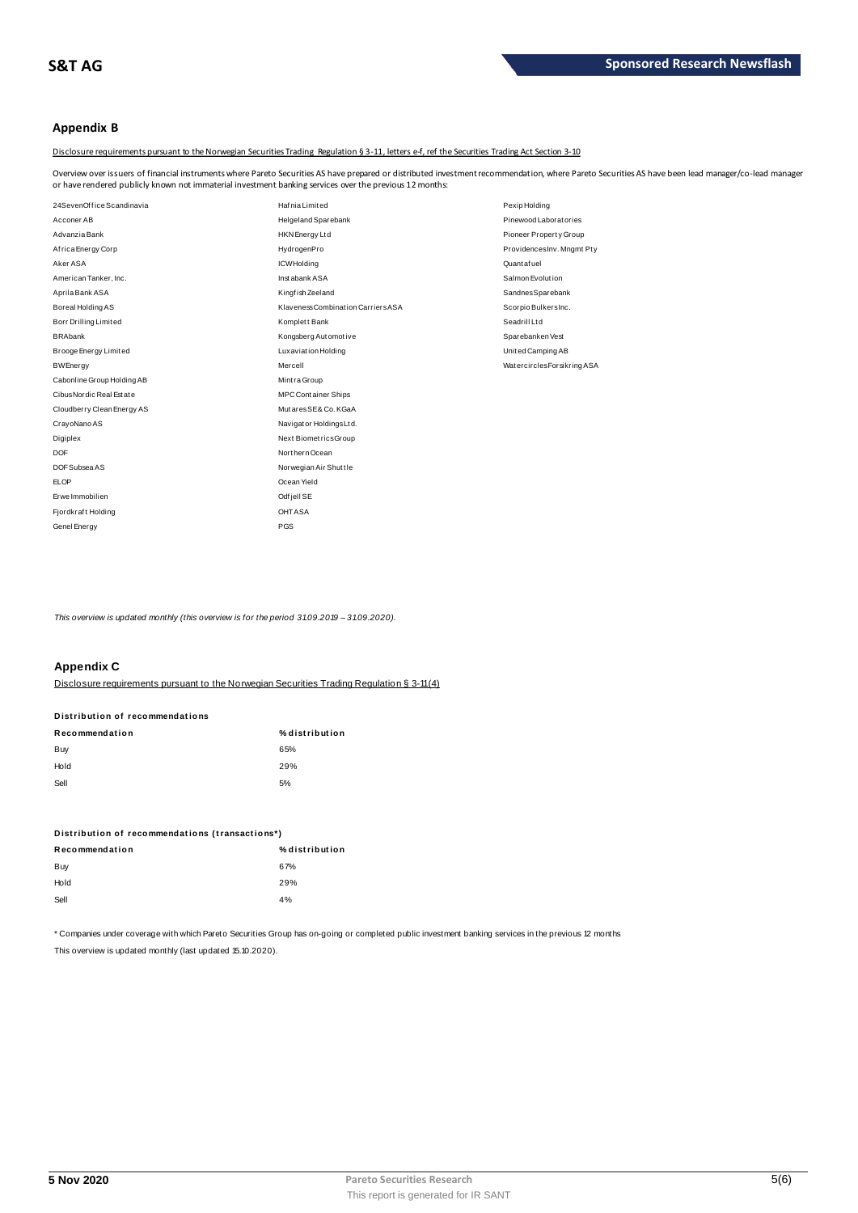## Appendix B

Disclosure requirements pursuant to the Norwegian Securities Trading Regulation § 3-11, letters e-f, ref the Securities Trading Act Section 3-10

Overview over issuers of financial instruments where Pareto Securities AS have prepared or distributed investment recommendation, where Pareto Securities AS have been lead manager/co-lead manager or have rendered publicly known not immaterial investment banking services over the previous 12 months:

| | | |
|---|---|---|
| 24SevenOffice Scandinavia | Hafnia Limited | Pexip Holding |
| Acconer AB | Helgeland Sparebank | Pinewood Laboratories |
| Advanzia Bank | HKN Energy Ltd | Pioneer Property Group |
| Africa Energy Corp | HydrogenPro | Providences Inv. Mngmt Pty |
| Aker ASA | ICW Holding | Quantafuel |
| American Tanker, Inc. | Instabank ASA | Salmon Evolution |
| Aprila Bank ASA | Kingfish Zeeland | Sandnes Sparebank |
| Boreal Holding AS | Klaveness Combination Carriers ASA | Scorpio Bulkers Inc. |
| Borr Drilling Limited | Komplett Bank | Seadrill Ltd |
| BRAbank | Kongsberg Automotive | Sparebanken Vest |
| Brooge Energy Limited | Luxaviation Holding | United Camping AB |
| BWEnergy | Mercell | Watercircles Forsikring ASA |
| Cabonline Group Holding AB | Mintra Group | |
| Cibus Nordic Real Estate | MPC Container Ships | |
| Cloudberry Clean Energy AS | Mutares SE & Co. KGaA | |
| CrayoNano AS | Navigator Holdings Ltd. | |
| Digiplex | Next Biometrics Group | |
| DOF | Northern Ocean | |
| DOF Subsea AS | Norwegian Air Shuttle | |
| ELOP | Ocean Yield | |
| Erwe Immobilien | Odfjell SE | |
| Fjordkraft Holding | OHT ASA | |
| Genel Energy | PGS | |

*This overview is updated monthly (this overview is for the period 31.09.2019 – 31.09.2020).*

## Appendix C

Disclosure requirements pursuant to the Norwegian Securities Trading Regulation § 3-11(4)

**Distribution of recommendations**

| Recommendation | % distribution |
|---|---|
| Buy | 65% |
| Hold | 29% |
| Sell | 5% |

**Distribution of recommendations (transactions*)**

| Recommendation | % distribution |
|---|---|
| Buy | 67% |
| Hold | 29% |
| Sell | 4% |

* Companies under coverage with which Pareto Securities Group has on-going or completed public investment banking services in the previous 12 months

This overview is updated monthly (last updated 15.10.2020).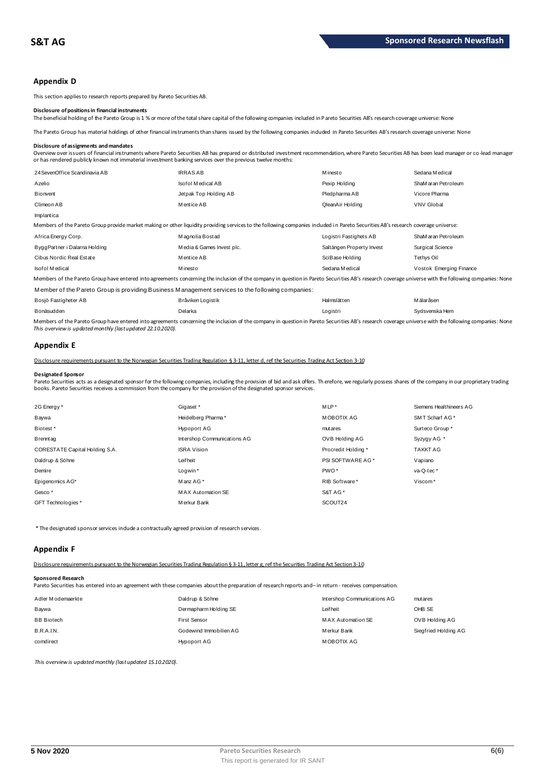## Appendix D

This section applies to research reports prepared by Pareto Securities AB.

**Disclosure of positions in financial instruments**

The beneficial holding of the Pareto Group is 1 % or more of the total share capital of the following companies included in Pareto Securities AB's research coverage universe: None

The Pareto Group has material holdings of other financial instruments than shares issued by the following companies included in Pareto Securities AB's research coverage universe: None

**Disclosure of assignments and mandates**

Overview over issuers of financial instruments where Pareto Securities AB has prepared or distributed investment recommendation, where Pareto Securities AB has been lead manager or co-lead manager or has rendered publicly known not immaterial investment banking services over the previous twelve months:

| | | | |
|---|---|---|---|
| 24SevenOffice Scandinavia AB | IRRAS AB | Minesto | Sedana Medical |
| Azelio | Isofol Medical AB | Pexip Holding | ShaMaran Petroleum |
| Bionvent | Jetpak Top Holding AB | Pledpharma AB | Vicore Pharma |
| Climeon AB | Mentice AB | QleanAir Holding | VNV Global |
| Implantica | | | |

Members of the Pareto Group provide market making or other liquidity providing services to the following companies included in Pareto Securities AB's research coverage universe:

| | | | |
|---|---|---|---|
| Africa Energy Corp. | Magnolia Bostad | Logistri Fastighets AB | ShaMaran Petroleum |
| ByggPartner i Dalarna Holding | Media & Games Invest plc. | Saltängen Property Invest | Surgical Science |
| Cibus Nordic Real Estate | Mentice AB | SciBase Holding | Tethys Oil |
| Isofol Medical | Minesto | Sedana Medical | Vostok Emerging Finance |

Members of the Pareto Group have entered into agreements concerning the inclusion of the company in question in Pareto Securities AB's research coverage universe with the following companies: None

Member of the Pareto Group is providing Business Management services to the following companies:

| | | | |
|---|---|---|---|
| Bosjö Fastigheter AB | Bråviken Logistik | Halmslätten | Mälaråsen |
| Bonäsudden | Delarka | Logistri | Sydsvenska Hem |

Members of the Pareto Group have entered into agreements concerning the inclusion of the company in question in Pareto Securities AB's research coverage universe with the following companies: None

*This overview is updated monthly (last updated 22.10.2020).*

## Appendix E

Disclosure requirements pursuant to the Norwegian Securities Trading Regulation § 3-11, letter d, ref the Securities Trading Act Section 3-10

**Designated Sponsor**

Pareto Securities acts as a designated sponsor for the following companies, including the provision of bid and ask offers. Therefore, we regularly possess shares of the company in our proprietary trading books. Pareto Securities receives a commission from the company for the provision of the designated sponsor services.

| | | | |
|---|---|---|---|
| 2G Energy * | Gigaset * | MLP * | Siemens Healthineers AG |
| Baywa | Heidelberg Pharma * | MOBOTIX AG | SMT Scharf AG * |
| Biotest * | Hypoport AG | mutares | Surteco Group * |
| Brenntag | Intershop Communications AG | OVB Holding AG | Syzygy AG * |
| CORESTATE Capital Holding S.A. | ISRA Vision | Procredit Holding * | TAKKT AG |
| Daldrup & Söhne | Leifheit | PSI SOFTWARE AG * | Vapiano |
| Demire | Logwin * | PWO * | va-Q-tec * |
| Epigenomics AG* | Manz AG * | RIB Software * | Viscom * |
| Gesco * | MAX Automation SE | S&T AG * | |
| GFT Technologies * | Merkur Bank | SCOUT24 | |

* The designated sponsor services include a contractually agreed provision of research services.

## Appendix F

Disclosure requirements pursuant to the Norwegian Securities Trading Regulation § 3-11, letter g, ref the Securities Trading Act Section 3-10

**Sponsored Research**

Pareto Securities has entered into an agreement with these companies about the preparation of research reports and– in return - receives compensation.

| | | | |
|---|---|---|---|
| Adler Modemaerkte | Daldrup & Söhne | Intershop Communications AG | mutares |
| Baywa | Dermapharm Holding SE | Leifheit | OHB SE |
| BB Biotech | First Sensor | MAX Automation SE | OVB Holding AG |
| B.R.A.I.N. | Godewind Immobilien AG | Merkur Bank | Siegfried Holding AG |
| comdirect | Hypoport AG | MOBOTIX AG | |

*This overview is updated monthly (last updated 15.10.2020).*